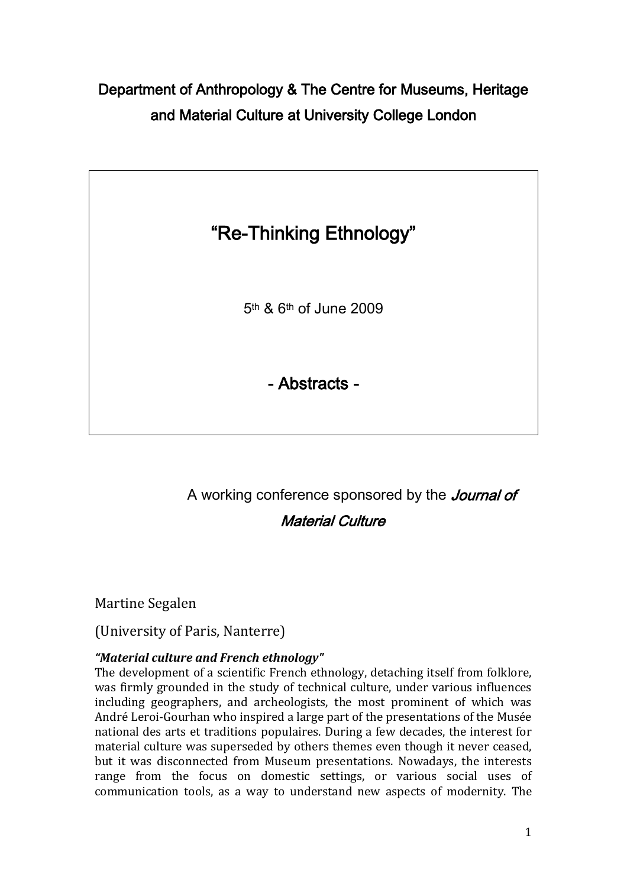Department of Anthropology & The Centre for Museums, Heritage and Material Culture at University College London

# "Re-Thinking Ethnology"

5th & 6th of June 2009

## - Abstracts -

A working conference sponsored by the *Journal of Material Culture*

Martine Segalen

(University of Paris, Nanterre)

***"Material culture and French ethnology"***

The development of a scientific French ethnology, detaching itself from folklore, was firmly grounded in the study of technical culture, under various influences including geographers, and archeologists, the most prominent of which was André Leroi-Gourhan who inspired a large part of the presentations of the Musée national des arts et traditions populaires. During a few decades, the interest for material culture was superseded by others themes even though it never ceased, but it was disconnected from Museum presentations. Nowadays, the interests range from the focus on domestic settings, or various social uses of communication tools, as a way to understand new aspects of modernity. The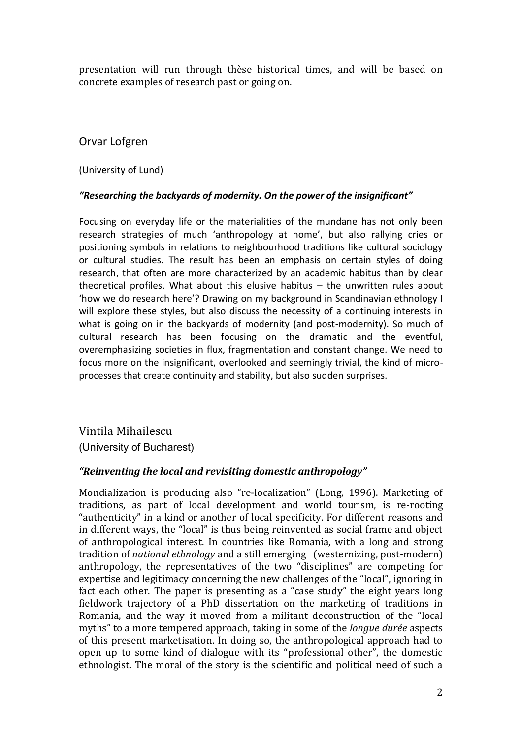presentation will run through thèse historical times, and will be based on concrete examples of research past or going on.

## Orvar Lofgren

(University of Lund)

***"Researching the backyards of modernity. On the power of the insignificant"***

Focusing on everyday life or the materialities of the mundane has not only been research strategies of much 'anthropology at home', but also rallying cries or positioning symbols in relations to neighbourhood traditions like cultural sociology or cultural studies. The result has been an emphasis on certain styles of doing research, that often are more characterized by an academic habitus than by clear theoretical profiles. What about this elusive habitus – the unwritten rules about 'how we do research here'? Drawing on my background in Scandinavian ethnology I will explore these styles, but also discuss the necessity of a continuing interests in what is going on in the backyards of modernity (and post-modernity). So much of cultural research has been focusing on the dramatic and the eventful, overemphasizing societies in flux, fragmentation and constant change. We need to focus more on the insignificant, overlooked and seemingly trivial, the kind of micro-processes that create continuity and stability, but also sudden surprises.

## Vintila Mihailescu

(University of Bucharest)

***"Reinventing the local and revisiting domestic anthropology"***

Mondialization is producing also "re-localization" (Long, 1996). Marketing of traditions, as part of local development and world tourism, is re-rooting "authenticity" in a kind or another of local specificity. For different reasons and in different ways, the "local" is thus being reinvented as social frame and object of anthropological interest. In countries like Romania, with a long and strong tradition of *national ethnology* and a still emerging (westernizing, post-modern) anthropology, the representatives of the two "disciplines" are competing for expertise and legitimacy concerning the new challenges of the "local", ignoring in fact each other. The paper is presenting as a "case study" the eight years long fieldwork trajectory of a PhD dissertation on the marketing of traditions in Romania, and the way it moved from a militant deconstruction of the "local myths" to a more tempered approach, taking in some of the *longue durée* aspects of this present marketisation. In doing so, the anthropological approach had to open up to some kind of dialogue with its "professional other", the domestic ethnologist. The moral of the story is the scientific and political need of such a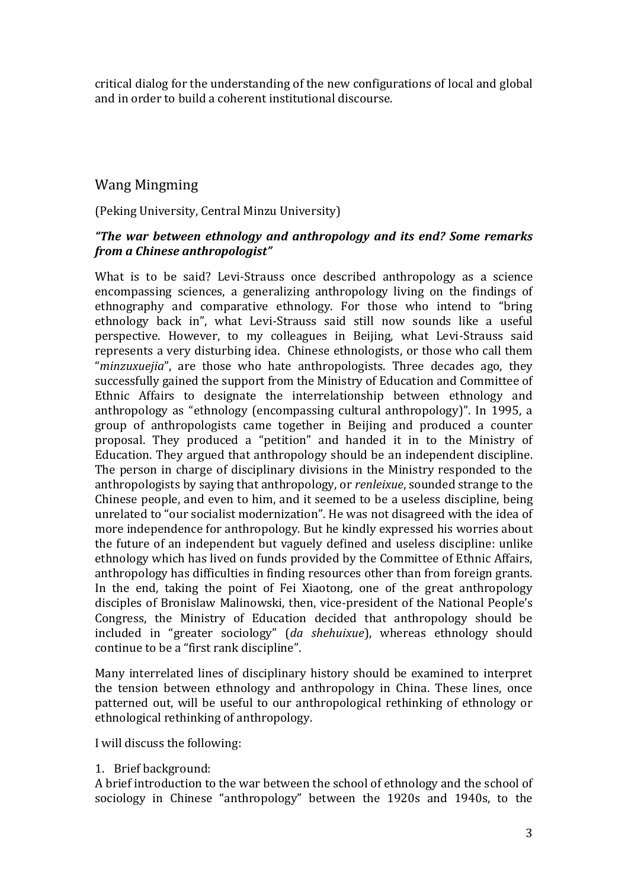critical dialog for the understanding of the new configurations of local and global and in order to build a coherent institutional discourse.

## Wang Mingming

(Peking University, Central Minzu University)

***"The war between ethnology and anthropology and its end? Some remarks from a Chinese anthropologist"***

What is to be said? Levi-Strauss once described anthropology as a science encompassing sciences, a generalizing anthropology living on the findings of ethnography and comparative ethnology. For those who intend to "bring ethnology back in", what Levi-Strauss said still now sounds like a useful perspective. However, to my colleagues in Beijing, what Levi-Strauss said represents a very disturbing idea. Chinese ethnologists, or those who call them "*minzuxuejia*", are those who hate anthropologists. Three decades ago, they successfully gained the support from the Ministry of Education and Committee of Ethnic Affairs to designate the interrelationship between ethnology and anthropology as "ethnology (encompassing cultural anthropology)". In 1995, a group of anthropologists came together in Beijing and produced a counter proposal. They produced a "petition" and handed it in to the Ministry of Education. They argued that anthropology should be an independent discipline. The person in charge of disciplinary divisions in the Ministry responded to the anthropologists by saying that anthropology, or *renleixue*, sounded strange to the Chinese people, and even to him, and it seemed to be a useless discipline, being unrelated to "our socialist modernization". He was not disagreed with the idea of more independence for anthropology. But he kindly expressed his worries about the future of an independent but vaguely defined and useless discipline: unlike ethnology which has lived on funds provided by the Committee of Ethnic Affairs, anthropology has difficulties in finding resources other than from foreign grants. In the end, taking the point of Fei Xiaotong, one of the great anthropology disciples of Bronislaw Malinowski, then, vice-president of the National People's Congress, the Ministry of Education decided that anthropology should be included in "greater sociology" (*da shehuixue*), whereas ethnology should continue to be a "first rank discipline".

Many interrelated lines of disciplinary history should be examined to interpret the tension between ethnology and anthropology in China. These lines, once patterned out, will be useful to our anthropological rethinking of ethnology or ethnological rethinking of anthropology.

I will discuss the following:

1. Brief background:

A brief introduction to the war between the school of ethnology and the school of sociology in Chinese "anthropology" between the 1920s and 1940s, to the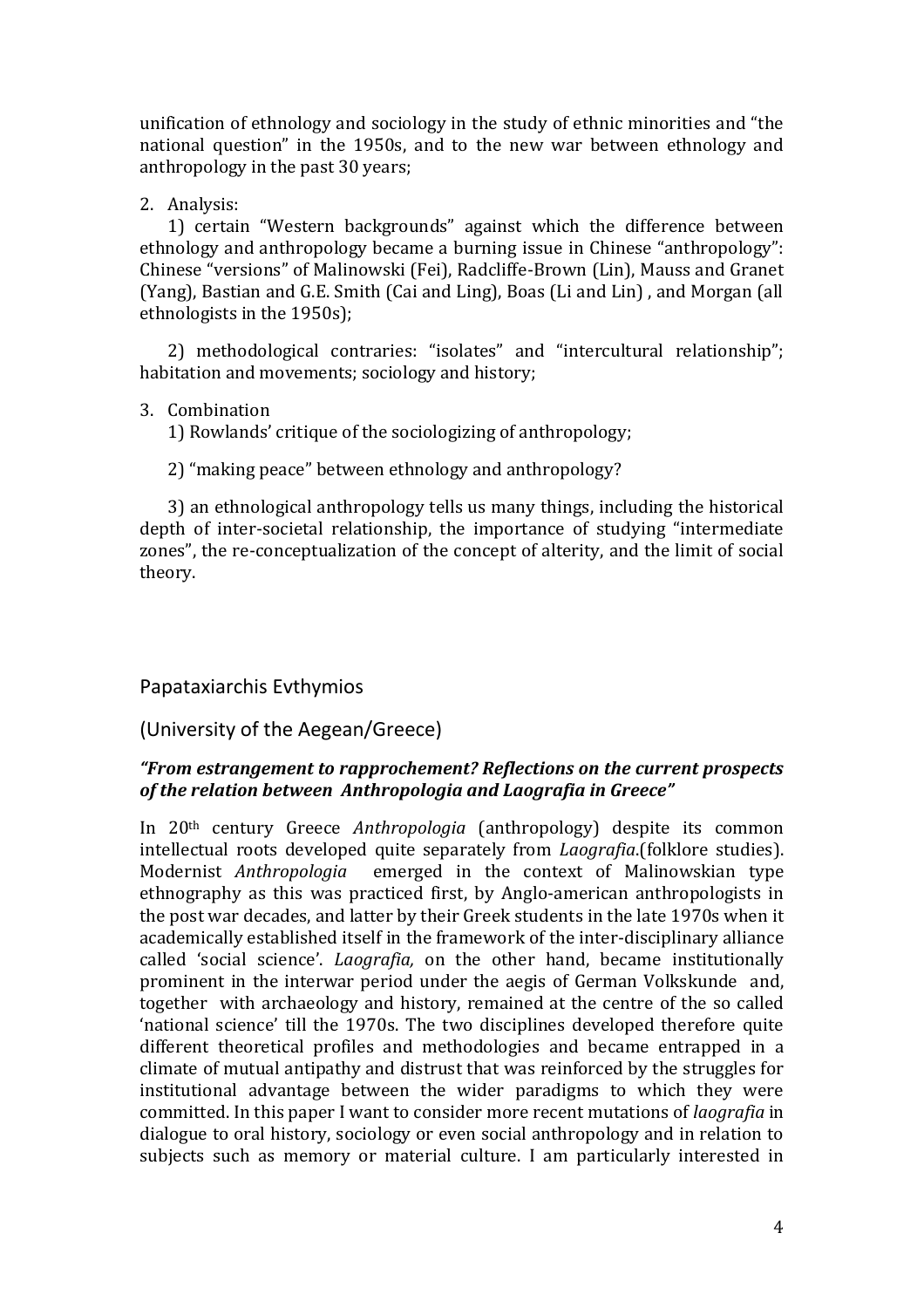unification of ethnology and sociology in the study of ethnic minorities and "the national question" in the 1950s, and to the new war between ethnology and anthropology in the past 30 years;

2. Analysis:

   1) certain "Western backgrounds" against which the difference between ethnology and anthropology became a burning issue in Chinese "anthropology": Chinese "versions" of Malinowski (Fei), Radcliffe-Brown (Lin), Mauss and Granet (Yang), Bastian and G.E. Smith (Cai and Ling), Boas (Li and Lin) , and Morgan (all ethnologists in the 1950s);

   2) methodological contraries: "isolates" and "intercultural relationship"; habitation and movements; sociology and history;

3. Combination

   1) Rowlands' critique of the sociologizing of anthropology;

   2) "making peace" between ethnology and anthropology?

   3) an ethnological anthropology tells us many things, including the historical depth of inter-societal relationship, the importance of studying "intermediate zones", the re-conceptualization of the concept of alterity, and the limit of social theory.

## Papataxiarchis Evthymios

(University of the Aegean/Greece)

***"From estrangement to rapprochement? Reflections on the current prospects of the relation between Anthropologia and Laografia in Greece"***

In 20th century Greece *Anthropologia* (anthropology) despite its common intellectual roots developed quite separately from *Laografia*.(folklore studies). Modernist *Anthropologia* emerged in the context of Malinowskian type ethnography as this was practiced first, by Anglo-american anthropologists in the post war decades, and latter by their Greek students in the late 1970s when it academically established itself in the framework of the inter-disciplinary alliance called 'social science'. *Laografia,* on the other hand, became institutionally prominent in the interwar period under the aegis of German Volkskunde and, together with archaeology and history, remained at the centre of the so called 'national science' till the 1970s. The two disciplines developed therefore quite different theoretical profiles and methodologies and became entrapped in a climate of mutual antipathy and distrust that was reinforced by the struggles for institutional advantage between the wider paradigms to which they were committed. In this paper I want to consider more recent mutations of *laografia* in dialogue to oral history, sociology or even social anthropology and in relation to subjects such as memory or material culture. I am particularly interested in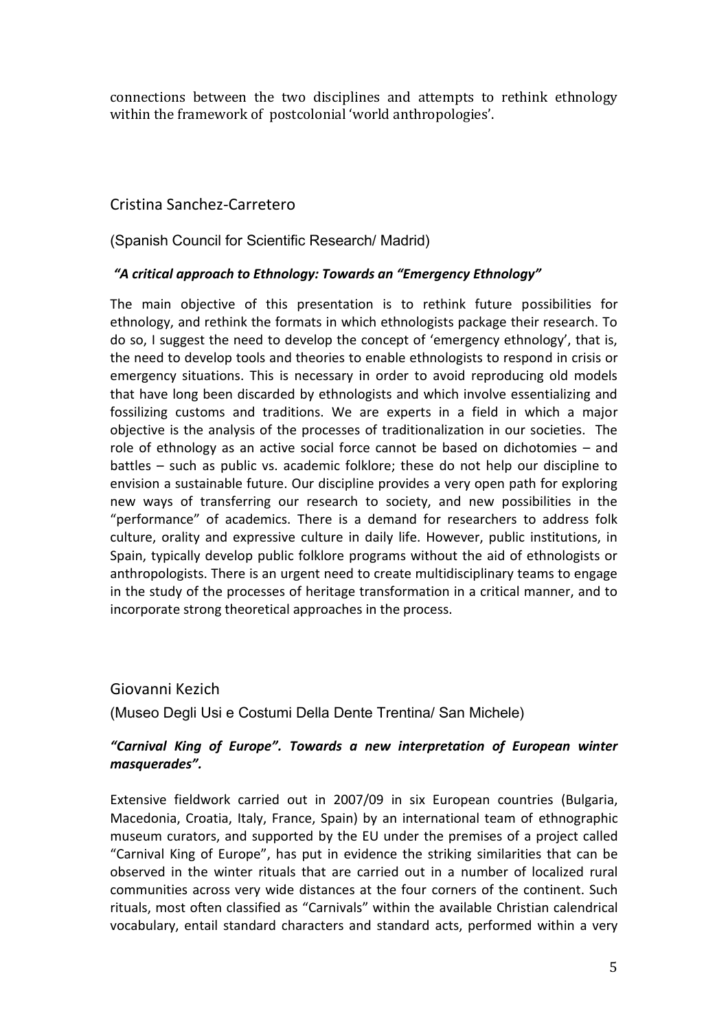connections between the two disciplines and attempts to rethink ethnology within the framework of postcolonial 'world anthropologies'.

## Cristina Sanchez-Carretero

(Spanish Council for Scientific Research/ Madrid)

***"A critical approach to Ethnology: Towards an "Emergency Ethnology"***

The main objective of this presentation is to rethink future possibilities for ethnology, and rethink the formats in which ethnologists package their research. To do so, I suggest the need to develop the concept of 'emergency ethnology', that is, the need to develop tools and theories to enable ethnologists to respond in crisis or emergency situations. This is necessary in order to avoid reproducing old models that have long been discarded by ethnologists and which involve essentializing and fossilizing customs and traditions. We are experts in a field in which a major objective is the analysis of the processes of traditionalization in our societies. The role of ethnology as an active social force cannot be based on dichotomies – and battles – such as public vs. academic folklore; these do not help our discipline to envision a sustainable future. Our discipline provides a very open path for exploring new ways of transferring our research to society, and new possibilities in the "performance" of academics. There is a demand for researchers to address folk culture, orality and expressive culture in daily life. However, public institutions, in Spain, typically develop public folklore programs without the aid of ethnologists or anthropologists. There is an urgent need to create multidisciplinary teams to engage in the study of the processes of heritage transformation in a critical manner, and to incorporate strong theoretical approaches in the process.

## Giovanni Kezich

(Museo Degli Usi e Costumi Della Dente Trentina/ San Michele)

***"Carnival King of Europe". Towards a new interpretation of European winter masquerades".***

Extensive fieldwork carried out in 2007/09 in six European countries (Bulgaria, Macedonia, Croatia, Italy, France, Spain) by an international team of ethnographic museum curators, and supported by the EU under the premises of a project called "Carnival King of Europe", has put in evidence the striking similarities that can be observed in the winter rituals that are carried out in a number of localized rural communities across very wide distances at the four corners of the continent. Such rituals, most often classified as "Carnivals" within the available Christian calendrical vocabulary, entail standard characters and standard acts, performed within a very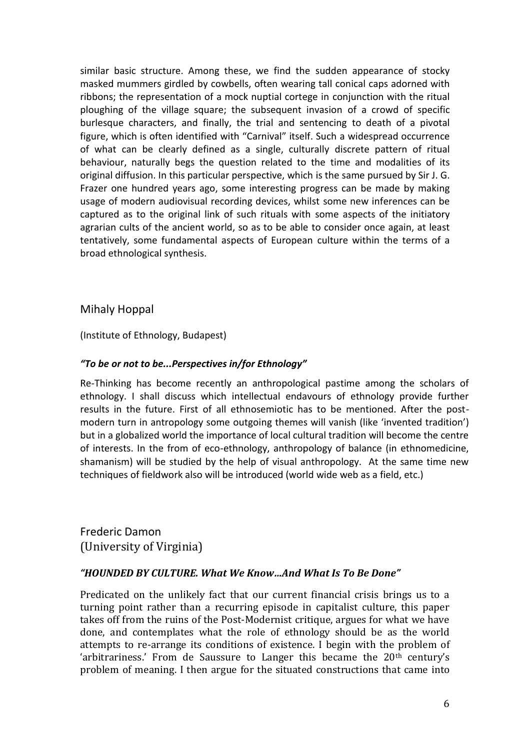similar basic structure. Among these, we find the sudden appearance of stocky masked mummers girdled by cowbells, often wearing tall conical caps adorned with ribbons; the representation of a mock nuptial cortege in conjunction with the ritual ploughing of the village square; the subsequent invasion of a crowd of specific burlesque characters, and finally, the trial and sentencing to death of a pivotal figure, which is often identified with "Carnival" itself. Such a widespread occurrence of what can be clearly defined as a single, culturally discrete pattern of ritual behaviour, naturally begs the question related to the time and modalities of its original diffusion. In this particular perspective, which is the same pursued by Sir J. G. Frazer one hundred years ago, some interesting progress can be made by making usage of modern audiovisual recording devices, whilst some new inferences can be captured as to the original link of such rituals with some aspects of the initiatory agrarian cults of the ancient world, so as to be able to consider once again, at least tentatively, some fundamental aspects of European culture within the terms of a broad ethnological synthesis.

## Mihaly Hoppal

(Institute of Ethnology, Budapest)

***"To be or not to be...Perspectives in/for Ethnology"***

Re-Thinking has become recently an anthropological pastime among the scholars of ethnology. I shall discuss which intellectual endavours of ethnology provide further results in the future. First of all ethnosemiotic has to be mentioned. After the post-modern turn in antropology some outgoing themes will vanish (like 'invented tradition') but in a globalized world the importance of local cultural tradition will become the centre of interests. In the from of eco-ethnology, anthropology of balance (in ethnomedicine, shamanism) will be studied by the help of visual anthropology. At the same time new techniques of fieldwork also will be introduced (world wide web as a field, etc.)

## Frederic Damon
(University of Virginia)

***"HOUNDED BY CULTURE. What We Know…And What Is To Be Done"***

Predicated on the unlikely fact that our current financial crisis brings us to a turning point rather than a recurring episode in capitalist culture, this paper takes off from the ruins of the Post-Modernist critique, argues for what we have done, and contemplates what the role of ethnology should be as the world attempts to re-arrange its conditions of existence. I begin with the problem of 'arbitrariness.' From de Saussure to Langer this became the 20th century's problem of meaning. I then argue for the situated constructions that came into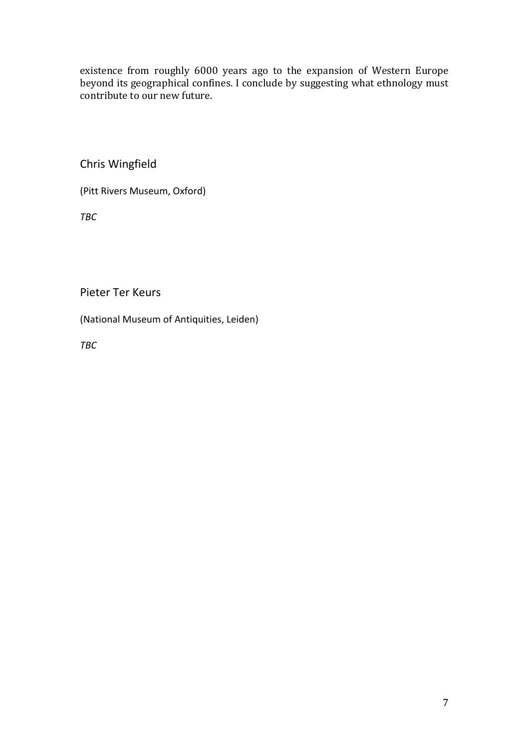existence from roughly 6000 years ago to the expansion of Western Europe beyond its geographical confines. I conclude by suggesting what ethnology must contribute to our new future.

## Chris Wingfield

(Pitt Rivers Museum, Oxford)

*TBC*

## Pieter Ter Keurs

(National Museum of Antiquities, Leiden)

*TBC*